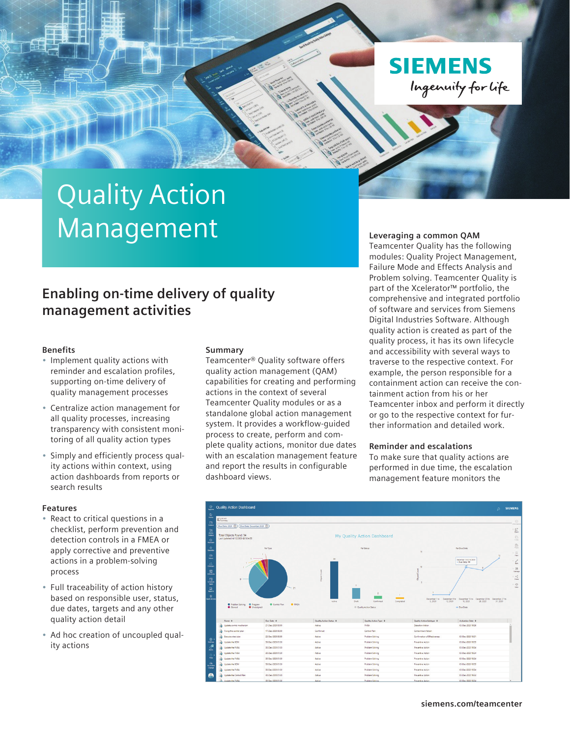SIEMENS

Ingenuity for life

# Quality Action Management

## Enabling on-time delivery of quality management activities

### Benefits

- Implement quality actions with reminder and escalation profiles, supporting on-time delivery of quality management processes
- Centralize action management for all quality processes, increasing transparency with consistent monitoring of all quality action types
- Simply and efficiently process quality actions within context, using action dashboards from reports or search results

### Features

- React to critical questions in a checklist, perform prevention and detection controls in a FMEA or apply corrective and preventive actions in a problem-solving process
- Full traceability of action history based on responsible user, status, due dates, targets and any other quality action detail
- Ad hoc creation of uncoupled quality actions

### Summary

Teamcenter® Quality software offers quality action management (QAM) capabilities for creating and performing actions in the context of several Teamcenter Quality modules or as a standalone global action management system. It provides a workflow-guided process to create, perform and complete quality actions, monitor due dates with an escalation management feature and report the results in configurable dashboard views.

### Leveraging a common QAM

Teamcenter Quality has the following modules: Quality Project Management, Failure Mode and Effects Analysis and Problem solving. Teamcenter Quality is part of the Xcelerator™ portfolio, the comprehensive and integrated portfolio of software and services from Siemens Digital Industries Software. Although quality action is created as part of the quality process, it has its own lifecycle and accessibility with several ways to traverse to the respective context. For example, the person responsible for a containment action can receive the containment action from his or her Teamcenter inbox and perform it directly or go to the respective context for further information and detailed work.

### Reminder and escalations

To make sure that quality actions are performed in due time, the escalation management feature monitors the

siemens.com/teamcenter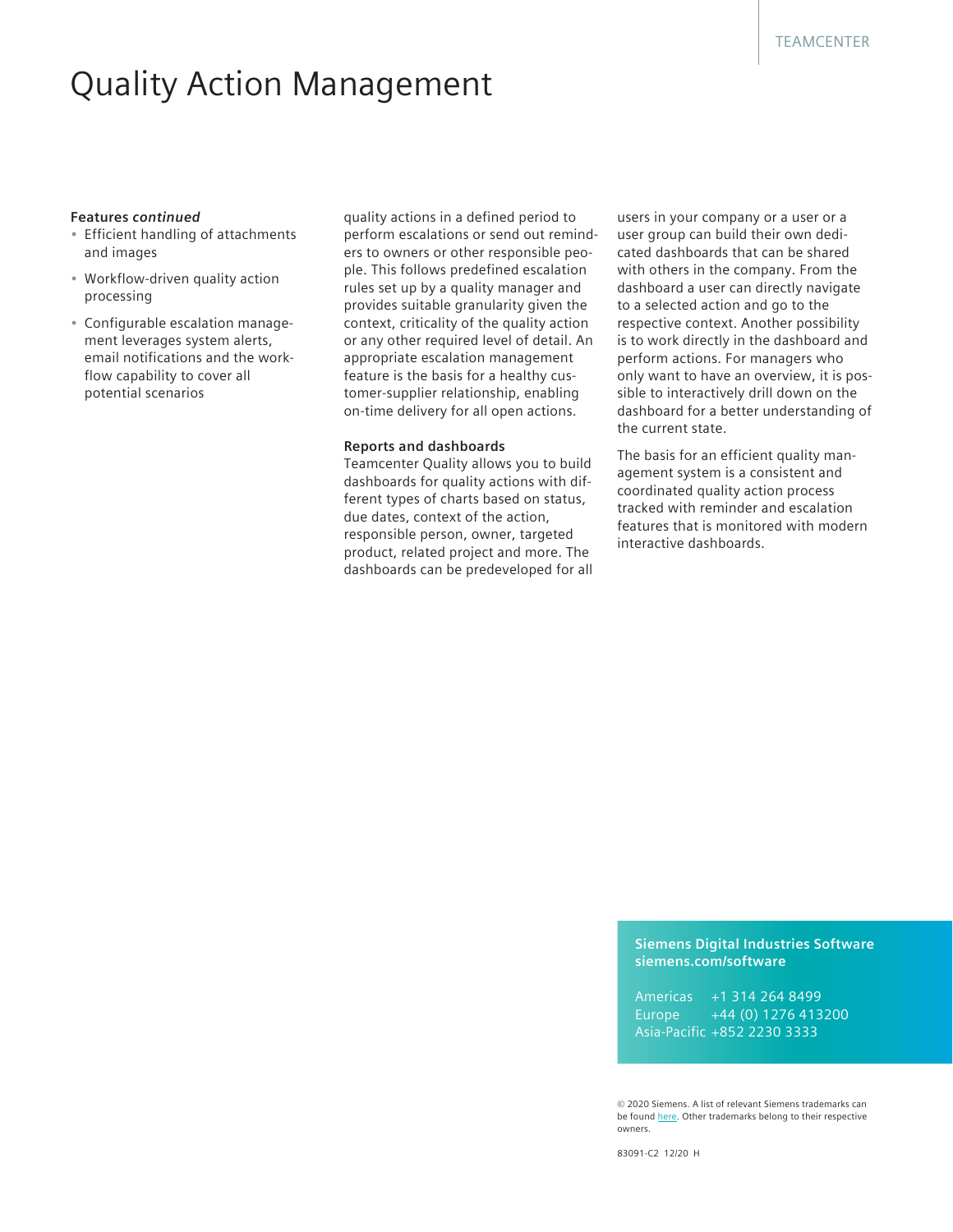# Quality Action Management

**Features *continued***

- Efficient handling of attachments and images
- Workflow-driven quality action processing
- Configurable escalation management leverages system alerts, email notifications and the workflow capability to cover all potential scenarios

quality actions in a defined period to perform escalations or send out reminders to owners or other responsible people. This follows predefined escalation rules set up by a quality manager and provides suitable granularity given the context, criticality of the quality action or any other required level of detail. An appropriate escalation management feature is the basis for a healthy customer-supplier relationship, enabling on-time delivery for all open actions.

**Reports and dashboards**

Teamcenter Quality allows you to build dashboards for quality actions with different types of charts based on status, due dates, context of the action, responsible person, owner, targeted product, related project and more. The dashboards can be predeveloped for all users in your company or a user or a user group can build their own dedicated dashboards that can be shared with others in the company. From the dashboard a user can directly navigate to a selected action and go to the respective context. Another possibility is to work directly in the dashboard and perform actions. For managers who only want to have an overview, it is possible to interactively drill down on the dashboard for a better understanding of the current state.

The basis for an efficient quality management system is a consistent and coordinated quality action process tracked with reminder and escalation features that is monitored with modern interactive dashboards.

**Siemens Digital Industries Software**
**siemens.com/software**

Americas +1 314 264 8499
Europe +44 (0) 1276 413200
Asia-Pacific +852 2230 3333

© 2020 Siemens. A list of relevant Siemens trademarks can be found here. Other trademarks belong to their respective owners.

83091-C2 12/20 H